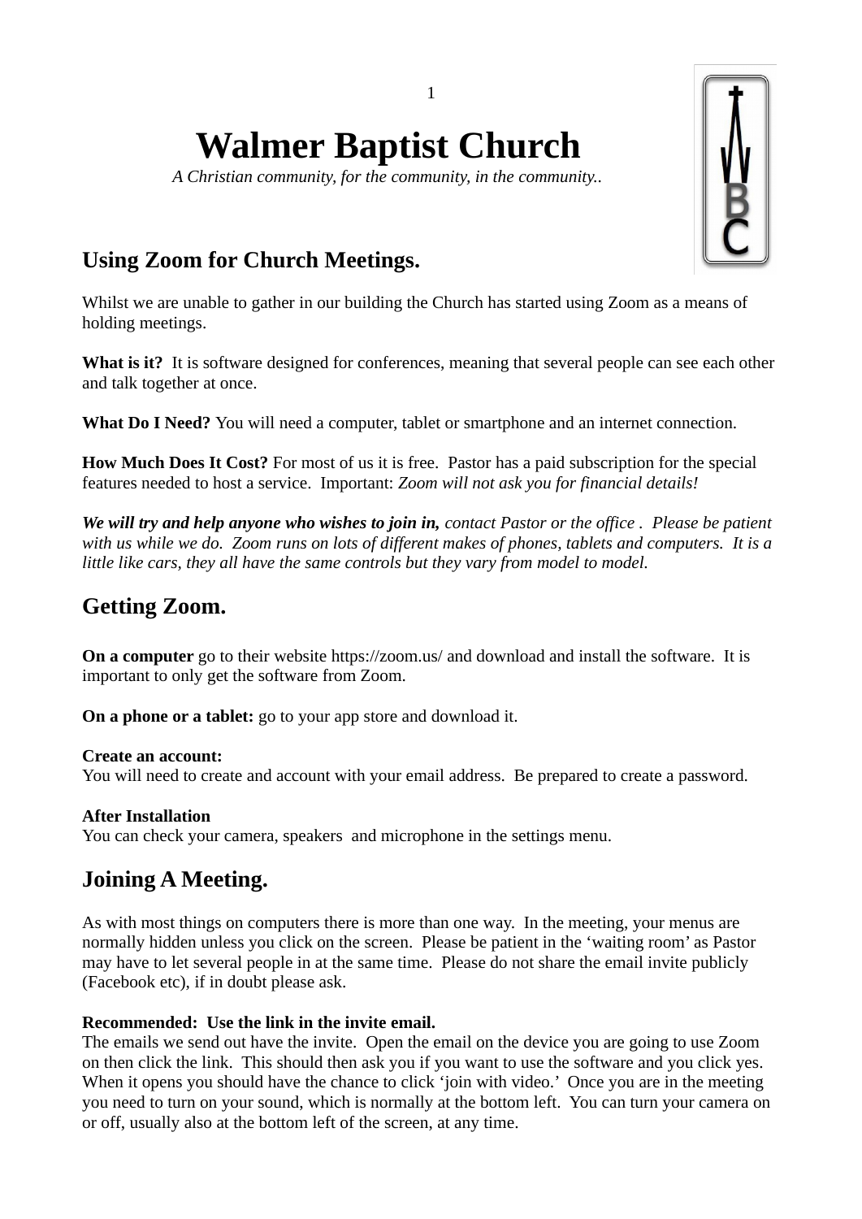# Walmer Baptist Church

*A Christian community, for the community, in the community..*

## Using Zoom for Church Meetings.

Whilst we are unable to gather in our building the Church has started using Zoom as a means of holding meetings.

**What is it?** It is software designed for conferences, meaning that several people can see each other and talk together at once.

**What Do I Need?** You will need a computer, tablet or smartphone and an internet connection.

**How Much Does It Cost?** For most of us it is free. Pastor has a paid subscription for the special features needed to host a service. Important: *Zoom will not ask you for financial details!*

***We will try and help anyone who wishes to join in,*** *contact Pastor or the office . Please be patient with us while we do. Zoom runs on lots of different makes of phones, tablets and computers. It is a little like cars, they all have the same controls but they vary from model to model.*

## Getting Zoom.

**On a computer** go to their website https://zoom.us/ and download and install the software. It is important to only get the software from Zoom.

**On a phone or a tablet:** go to your app store and download it.

**Create an account:**
You will need to create and account with your email address. Be prepared to create a password.

**After Installation**
You can check your camera, speakers and microphone in the settings menu.

## Joining A Meeting.

As with most things on computers there is more than one way. In the meeting, your menus are normally hidden unless you click on the screen. Please be patient in the 'waiting room' as Pastor may have to let several people in at the same time. Please do not share the email invite publicly (Facebook etc), if in doubt please ask.

**Recommended: Use the link in the invite email.**
The emails we send out have the invite. Open the email on the device you are going to use Zoom on then click the link. This should then ask you if you want to use the software and you click yes. When it opens you should have the chance to click 'join with video.' Once you are in the meeting you need to turn on your sound, which is normally at the bottom left. You can turn your camera on or off, usually also at the bottom left of the screen, at any time.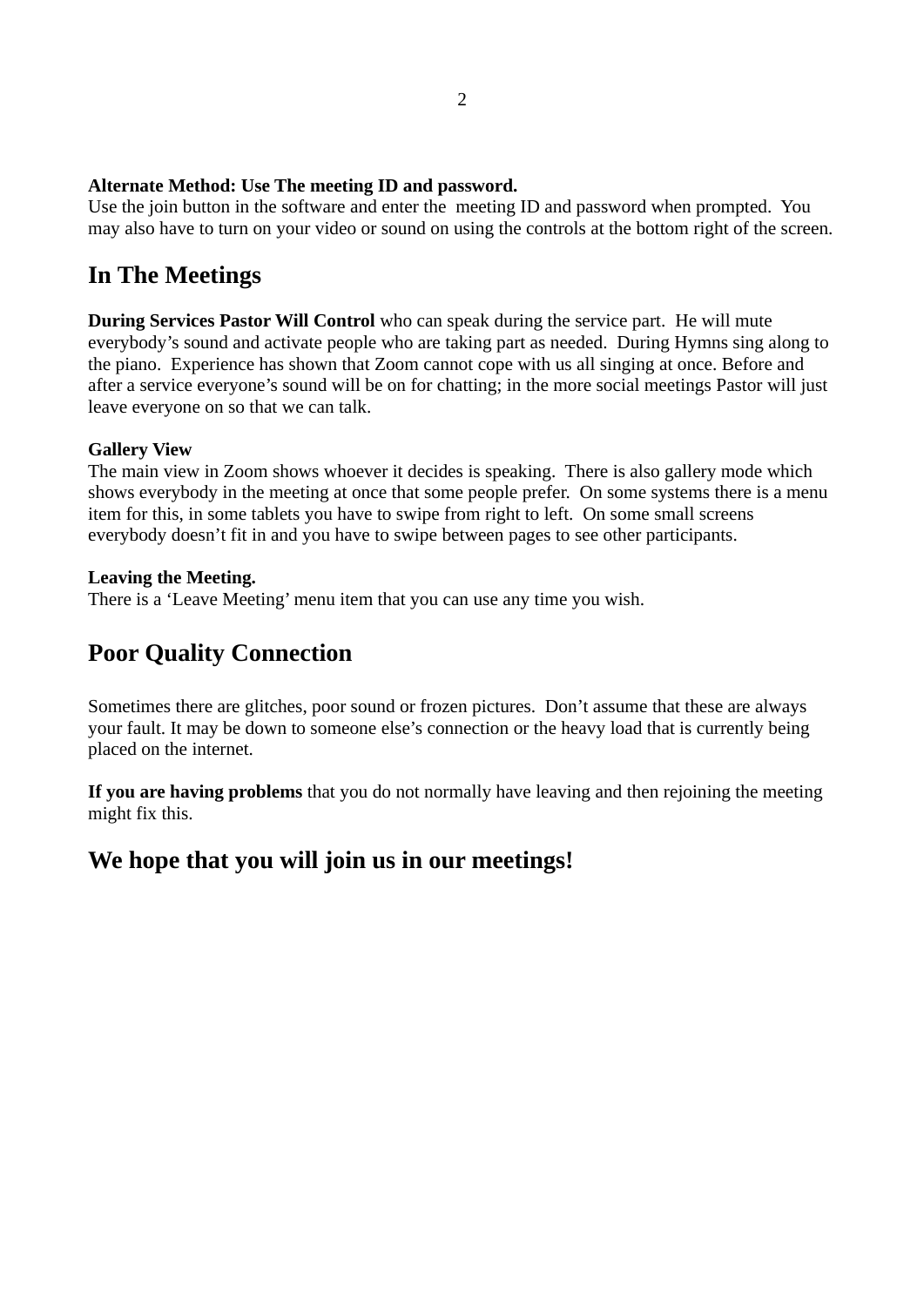**Alternate Method: Use The meeting ID and password.**
Use the join button in the software and enter the meeting ID and password when prompted. You may also have to turn on your video or sound on using the controls at the bottom right of the screen.

## In The Meetings

**During Services Pastor Will Control** who can speak during the service part. He will mute everybody's sound and activate people who are taking part as needed. During Hymns sing along to the piano. Experience has shown that Zoom cannot cope with us all singing at once. Before and after a service everyone's sound will be on for chatting; in the more social meetings Pastor will just leave everyone on so that we can talk.

**Gallery View**
The main view in Zoom shows whoever it decides is speaking. There is also gallery mode which shows everybody in the meeting at once that some people prefer. On some systems there is a menu item for this, in some tablets you have to swipe from right to left. On some small screens everybody doesn't fit in and you have to swipe between pages to see other participants.

**Leaving the Meeting.**
There is a 'Leave Meeting' menu item that you can use any time you wish.

## Poor Quality Connection

Sometimes there are glitches, poor sound or frozen pictures. Don't assume that these are always your fault. It may be down to someone else's connection or the heavy load that is currently being placed on the internet.

**If you are having problems** that you do not normally have leaving and then rejoining the meeting might fix this.

## We hope that you will join us in our meetings!